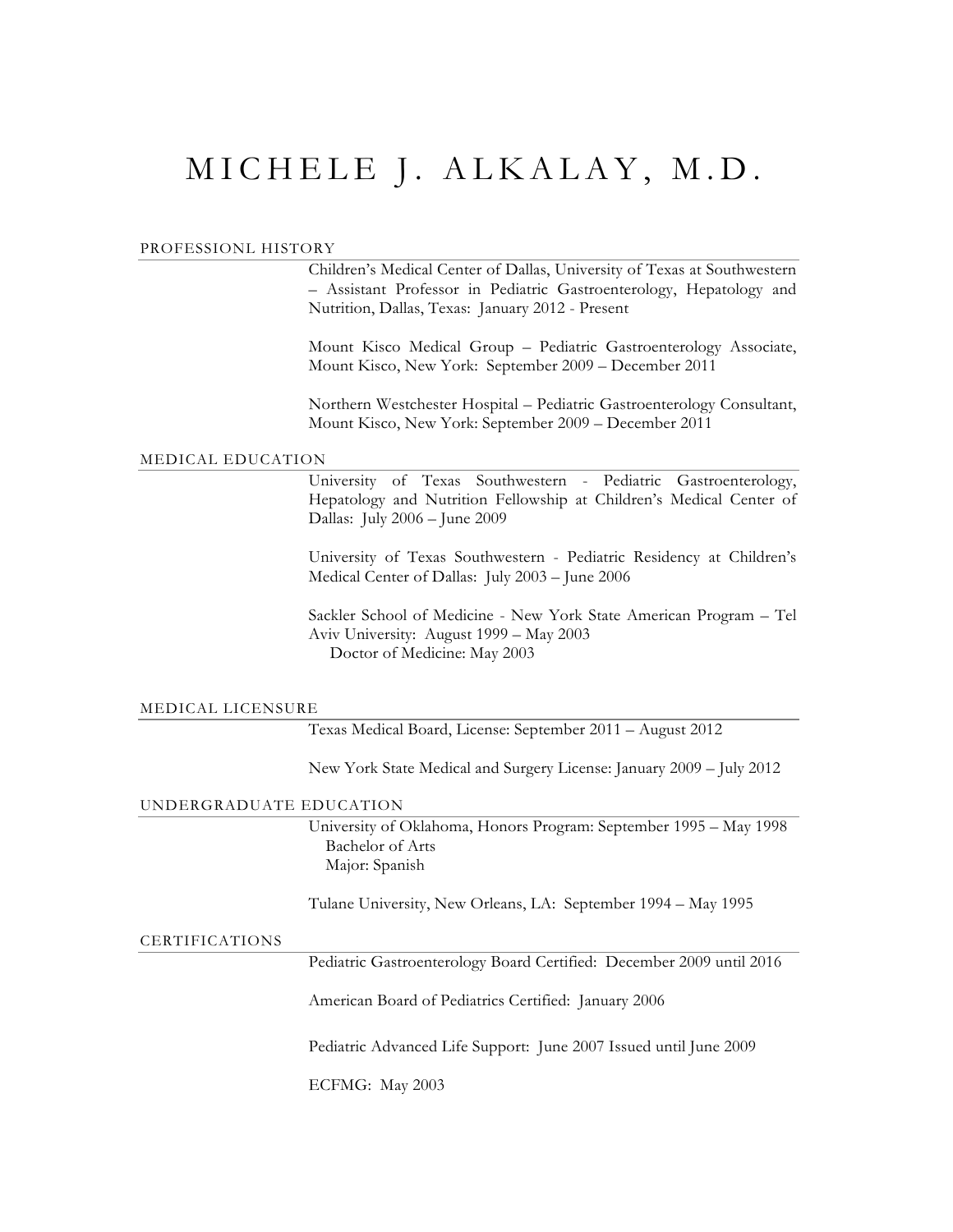# MICHELE J. ALKALAY, M.D.

## PROFESSIONL HISTORY

Children's Medical Center of Dallas, University of Texas at Southwestern – Assistant Professor in Pediatric Gastroenterology, Hepatology and Nutrition, Dallas, Texas: January 2012 - Present

Mount Kisco Medical Group – Pediatric Gastroenterology Associate, Mount Kisco, New York: September 2009 – December 2011

Northern Westchester Hospital – Pediatric Gastroenterology Consultant, Mount Kisco, New York: September 2009 – December 2011

## MEDICAL EDUCATION

University of Texas Southwestern - Pediatric Gastroenterology, Hepatology and Nutrition Fellowship at Children's Medical Center of Dallas: July 2006 – June 2009

University of Texas Southwestern - Pediatric Residency at Children's Medical Center of Dallas: July 2003 – June 2006

Sackler School of Medicine - New York State American Program – Tel Aviv University: August 1999 – May 2003
Doctor of Medicine: May 2003

## MEDICAL LICENSURE

Texas Medical Board, License: September 2011 – August 2012

New York State Medical and Surgery License: January 2009 – July 2012

## UNDERGRADUATE EDUCATION

University of Oklahoma, Honors Program: September 1995 – May 1998
Bachelor of Arts
Major: Spanish

Tulane University, New Orleans, LA: September 1994 – May 1995

## CERTIFICATIONS

Pediatric Gastroenterology Board Certified: December 2009 until 2016

American Board of Pediatrics Certified: January 2006

Pediatric Advanced Life Support: June 2007 Issued until June 2009

ECFMG: May 2003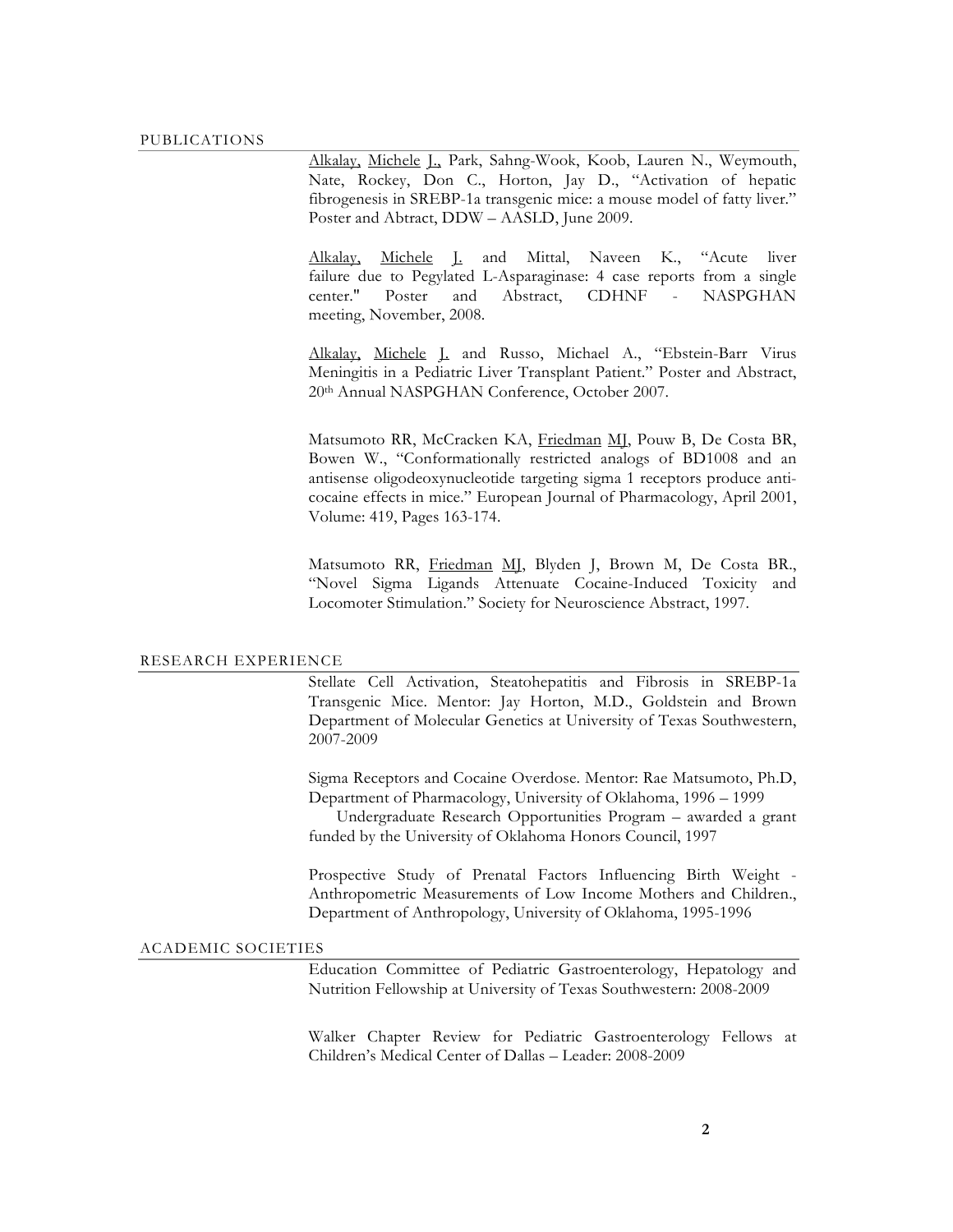## PUBLICATIONS

Alkalay, Michele J., Park, Sahng-Wook, Koob, Lauren N., Weymouth, Nate, Rockey, Don C., Horton, Jay D., "Activation of hepatic fibrogenesis in SREBP-1a transgenic mice: a mouse model of fatty liver." Poster and Abtract, DDW – AASLD, June 2009.

Alkalay, Michele J. and Mittal, Naveen K., "Acute liver failure due to Pegylated L-Asparaginase: 4 case reports from a single center." Poster and Abstract, CDHNF - NASPGHAN meeting, November, 2008.

Alkalay, Michele J. and Russo, Michael A., "Ebstein-Barr Virus Meningitis in a Pediatric Liver Transplant Patient." Poster and Abstract, 20th Annual NASPGHAN Conference, October 2007.

Matsumoto RR, McCracken KA, Friedman MJ, Pouw B, De Costa BR, Bowen W., "Conformationally restricted analogs of BD1008 and an antisense oligodeoxynucleotide targeting sigma 1 receptors produce anti-cocaine effects in mice." European Journal of Pharmacology, April 2001, Volume: 419, Pages 163-174.

Matsumoto RR, Friedman MJ, Blyden J, Brown M, De Costa BR., "Novel Sigma Ligands Attenuate Cocaine-Induced Toxicity and Locomoter Stimulation." Society for Neuroscience Abstract, 1997.

## RESEARCH EXPERIENCE

Stellate Cell Activation, Steatohepatitis and Fibrosis in SREBP-1a Transgenic Mice. Mentor: Jay Horton, M.D., Goldstein and Brown Department of Molecular Genetics at University of Texas Southwestern, 2007-2009

Sigma Receptors and Cocaine Overdose. Mentor: Rae Matsumoto, Ph.D, Department of Pharmacology, University of Oklahoma, 1996 – 1999

Undergraduate Research Opportunities Program – awarded a grant funded by the University of Oklahoma Honors Council, 1997

Prospective Study of Prenatal Factors Influencing Birth Weight - Anthropometric Measurements of Low Income Mothers and Children., Department of Anthropology, University of Oklahoma, 1995-1996

## ACADEMIC SOCIETIES

Education Committee of Pediatric Gastroenterology, Hepatology and Nutrition Fellowship at University of Texas Southwestern: 2008-2009

Walker Chapter Review for Pediatric Gastroenterology Fellows at Children's Medical Center of Dallas – Leader: 2008-2009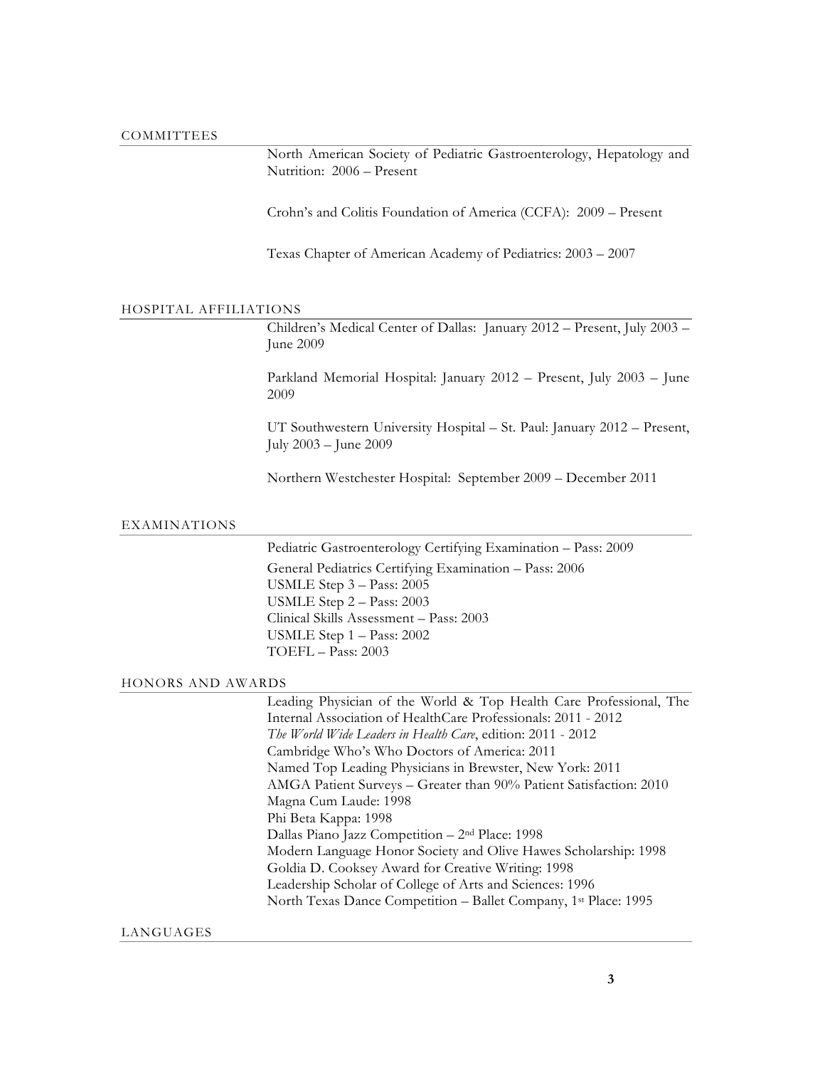## COMMITTEES

North American Society of Pediatric Gastroenterology, Hepatology and Nutrition: 2006 – Present

Crohn's and Colitis Foundation of America (CCFA): 2009 – Present

Texas Chapter of American Academy of Pediatrics: 2003 – 2007

## HOSPITAL AFFILIATIONS

Children's Medical Center of Dallas: January 2012 – Present, July 2003 – June 2009

Parkland Memorial Hospital: January 2012 – Present, July 2003 – June 2009

UT Southwestern University Hospital – St. Paul: January 2012 – Present, July 2003 – June 2009

Northern Westchester Hospital: September 2009 – December 2011

## EXAMINATIONS

Pediatric Gastroenterology Certifying Examination – Pass: 2009

General Pediatrics Certifying Examination – Pass: 2006
USMLE Step 3 – Pass: 2005
USMLE Step 2 – Pass: 2003
Clinical Skills Assessment – Pass: 2003
USMLE Step 1 – Pass: 2002
TOEFL – Pass: 2003

## HONORS AND AWARDS

Leading Physician of the World & Top Health Care Professional, The Internal Association of HealthCare Professionals: 2011 - 2012
*The World Wide Leaders in Health Care*, edition: 2011 - 2012
Cambridge Who's Who Doctors of America: 2011
Named Top Leading Physicians in Brewster, New York: 2011
AMGA Patient Surveys – Greater than 90% Patient Satisfaction: 2010
Magna Cum Laude: 1998
Phi Beta Kappa: 1998
Dallas Piano Jazz Competition – 2nd Place: 1998
Modern Language Honor Society and Olive Hawes Scholarship: 1998
Goldia D. Cooksey Award for Creative Writing: 1998
Leadership Scholar of College of Arts and Sciences: 1996
North Texas Dance Competition – Ballet Company, 1st Place: 1995

## LANGUAGES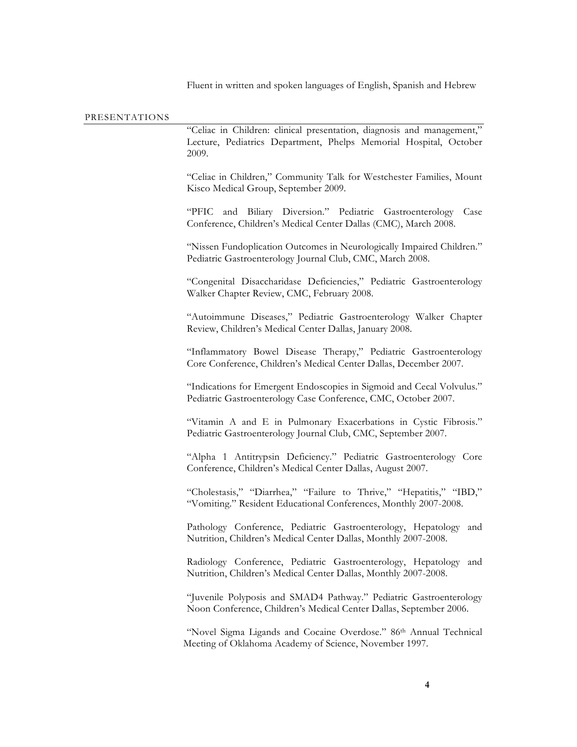Fluent in written and spoken languages of English, Spanish and Hebrew

## PRESENTATIONS

"Celiac in Children: clinical presentation, diagnosis and management," Lecture, Pediatrics Department, Phelps Memorial Hospital, October 2009.

"Celiac in Children," Community Talk for Westchester Families, Mount Kisco Medical Group, September 2009.

"PFIC and Biliary Diversion." Pediatric Gastroenterology Case Conference, Children's Medical Center Dallas (CMC), March 2008.

"Nissen Fundoplication Outcomes in Neurologically Impaired Children." Pediatric Gastroenterology Journal Club, CMC, March 2008.

"Congenital Disaccharidase Deficiencies," Pediatric Gastroenterology Walker Chapter Review, CMC, February 2008.

"Autoimmune Diseases," Pediatric Gastroenterology Walker Chapter Review, Children's Medical Center Dallas, January 2008.

"Inflammatory Bowel Disease Therapy," Pediatric Gastroenterology Core Conference, Children's Medical Center Dallas, December 2007.

"Indications for Emergent Endoscopies in Sigmoid and Cecal Volvulus." Pediatric Gastroenterology Case Conference, CMC, October 2007.

"Vitamin A and E in Pulmonary Exacerbations in Cystic Fibrosis." Pediatric Gastroenterology Journal Club, CMC, September 2007.

"Alpha 1 Antitrypsin Deficiency." Pediatric Gastroenterology Core Conference, Children's Medical Center Dallas, August 2007.

"Cholestasis," "Diarrhea," "Failure to Thrive," "Hepatitis," "IBD," "Vomiting." Resident Educational Conferences, Monthly 2007-2008.

Pathology Conference, Pediatric Gastroenterology, Hepatology and Nutrition, Children's Medical Center Dallas, Monthly 2007-2008.

Radiology Conference, Pediatric Gastroenterology, Hepatology and Nutrition, Children's Medical Center Dallas, Monthly 2007-2008.

"Juvenile Polyposis and SMAD4 Pathway." Pediatric Gastroenterology Noon Conference, Children's Medical Center Dallas, September 2006.

"Novel Sigma Ligands and Cocaine Overdose." 86th Annual Technical Meeting of Oklahoma Academy of Science, November 1997.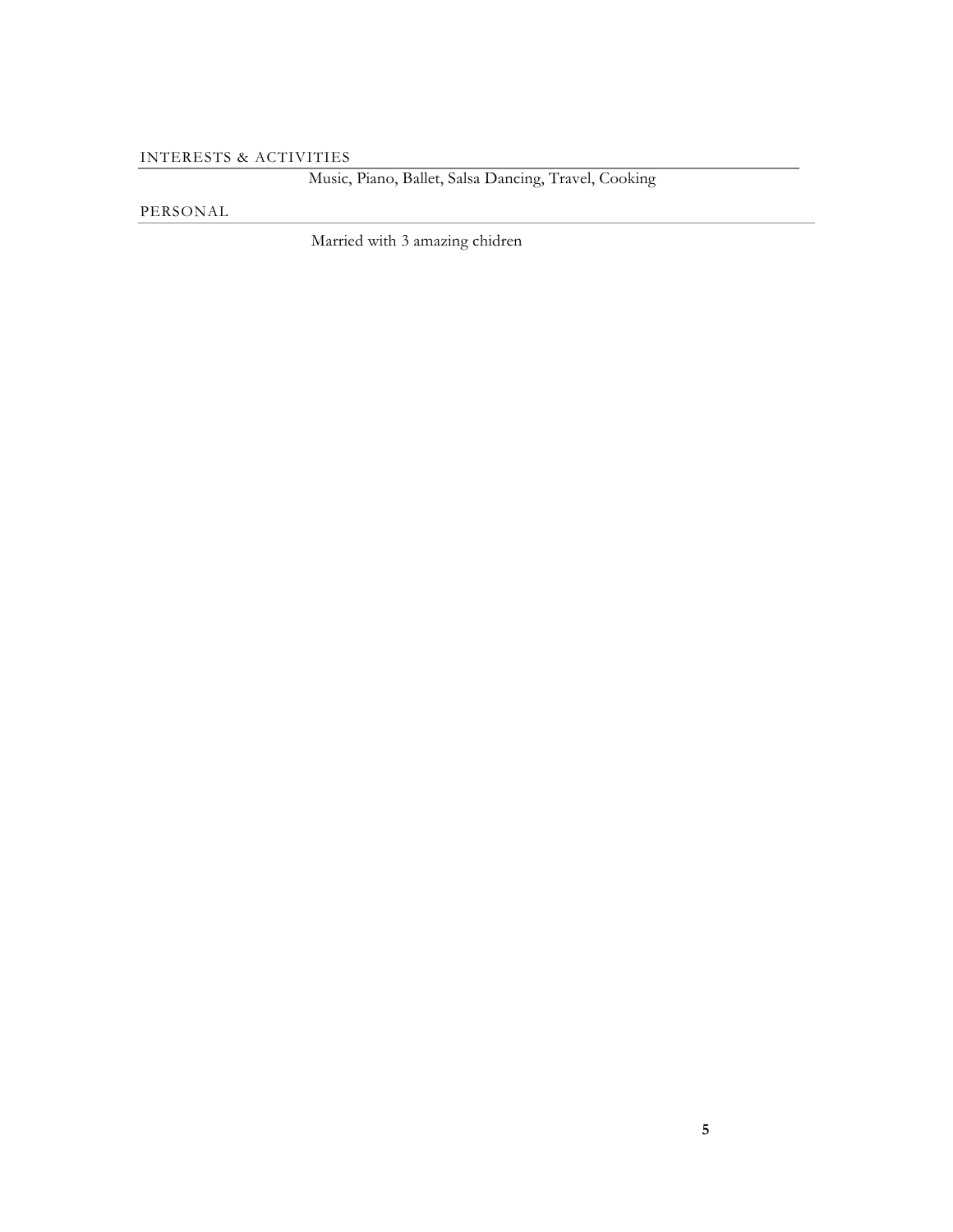## INTERESTS & ACTIVITIES

Music, Piano, Ballet, Salsa Dancing, Travel, Cooking

## PERSONAL

Married with 3 amazing chidren